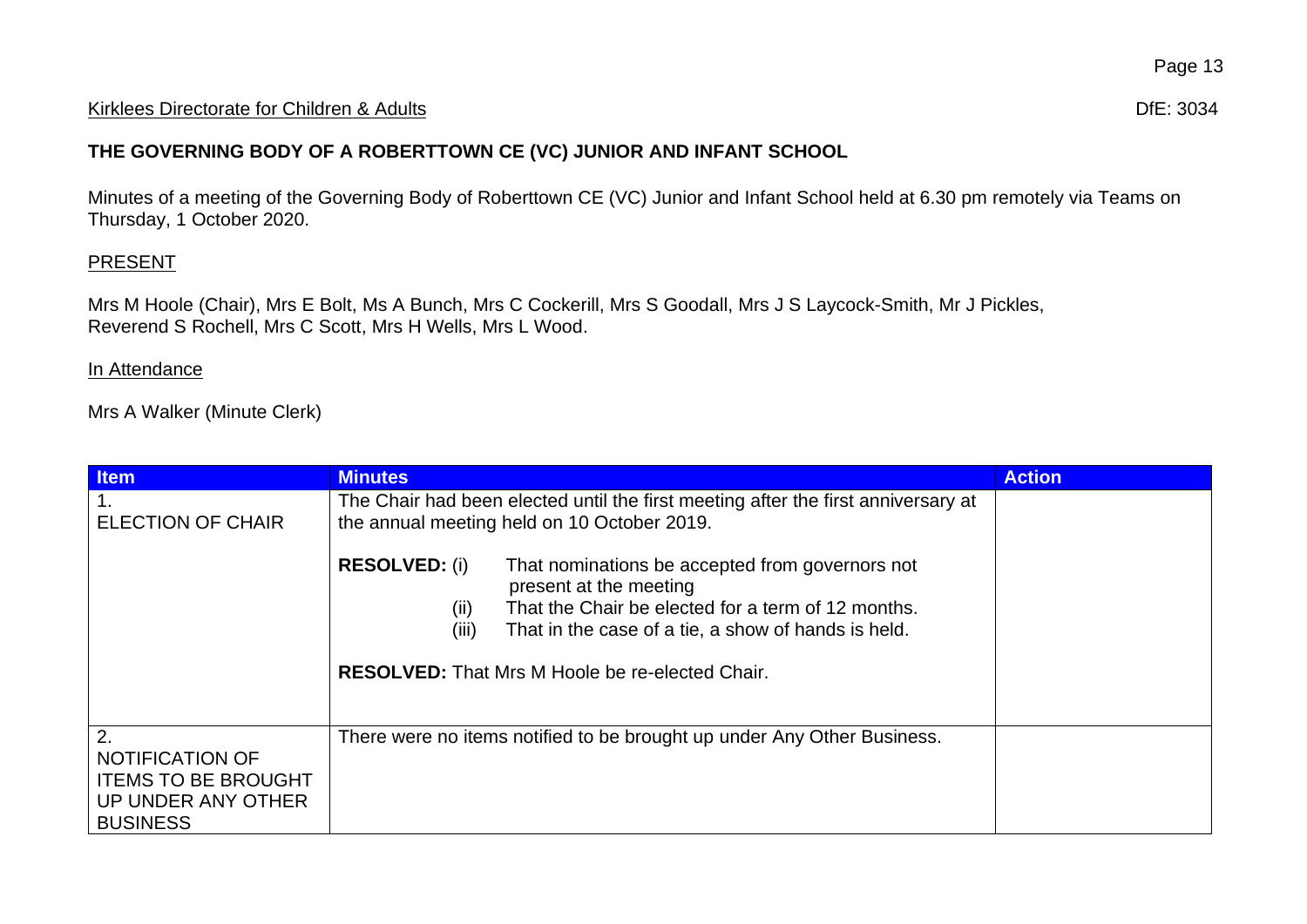Kirklees Directorate for Children & Adults DfE: 3034

**THE GOVERNING BODY OF A ROBERTTOWN CE (VC) JUNIOR AND INFANT SCHOOL**

Minutes of a meeting of the Governing Body of Roberttown CE (VC) Junior and Infant School held at 6.30 pm remotely via Teams on Thursday, 1 October 2020.

PRESENT

Mrs M Hoole (Chair), Mrs E Bolt, Ms A Bunch, Mrs C Cockerill, Mrs S Goodall, Mrs J S Laycock-Smith, Mr J Pickles, Reverend S Rochell, Mrs C Scott, Mrs H Wells, Mrs L Wood.

In Attendance

Mrs A Walker (Minute Clerk)

| Item | Minutes | Action |
|---|---|---|
| 1. ELECTION OF CHAIR | The Chair had been elected until the first meeting after the first anniversary at the annual meeting held on 10 October 2019.<br><br>**RESOLVED:** (i) That nominations be accepted from governors not present at the meeting<br>(ii) That the Chair be elected for a term of 12 months.<br>(iii) That in the case of a tie, a show of hands is held.<br><br>**RESOLVED:** That Mrs M Hoole be re-elected Chair. | |
| 2. NOTIFICATION OF ITEMS TO BE BROUGHT UP UNDER ANY OTHER BUSINESS | There were no items notified to be brought up under Any Other Business. | |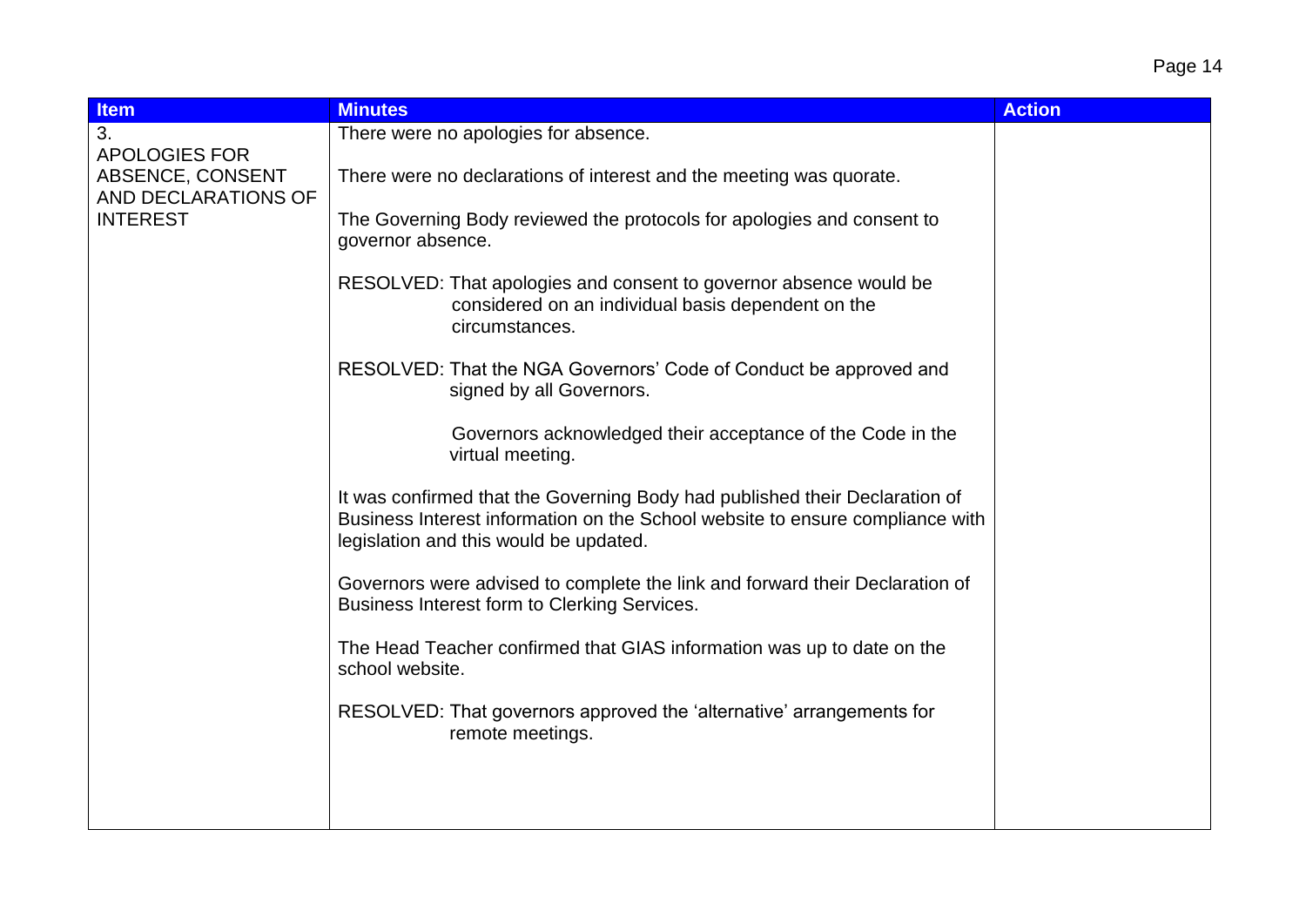| Item | Minutes | Action |
| --- | --- | --- |
| 3. APOLOGIES FOR ABSENCE, CONSENT AND DECLARATIONS OF INTEREST | There were no apologies for absence.<br><br>There were no declarations of interest and the meeting was quorate.<br><br>The Governing Body reviewed the protocols for apologies and consent to governor absence.<br><br>RESOLVED: That apologies and consent to governor absence would be considered on an individual basis dependent on the circumstances.<br><br>RESOLVED: That the NGA Governors' Code of Conduct be approved and signed by all Governors.<br><br>Governors acknowledged their acceptance of the Code in the virtual meeting.<br><br>It was confirmed that the Governing Body had published their Declaration of Business Interest information on the School website to ensure compliance with legislation and this would be updated.<br><br>Governors were advised to complete the link and forward their Declaration of Business Interest form to Clerking Services.<br><br>The Head Teacher confirmed that GIAS information was up to date on the school website.<br><br>RESOLVED: That governors approved the 'alternative' arrangements for remote meetings. | |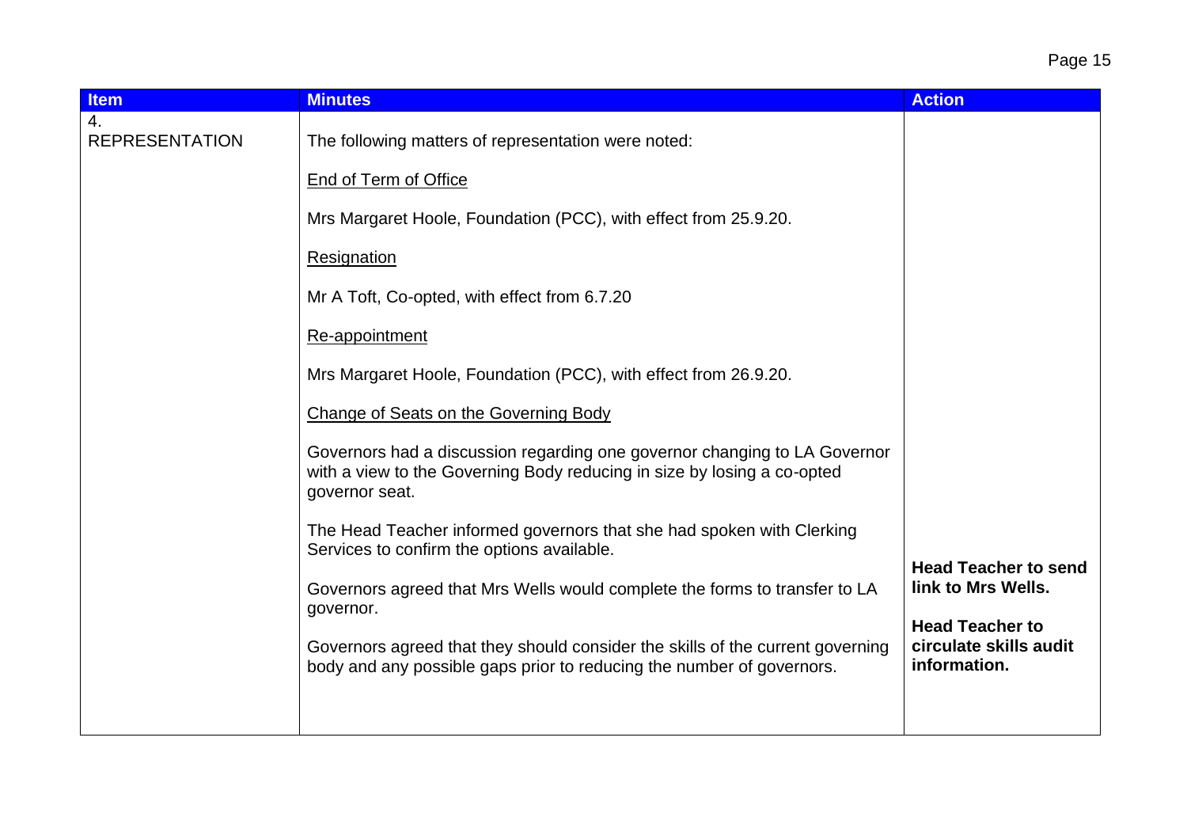| Item | Minutes | Action |
|---|---|---|
| 4. REPRESENTATION | The following matters of representation were noted:<br><br><u>End of Term of Office</u><br><br>Mrs Margaret Hoole, Foundation (PCC), with effect from 25.9.20.<br><br><u>Resignation</u><br><br>Mr A Toft, Co-opted, with effect from 6.7.20<br><br><u>Re-appointment</u><br><br>Mrs Margaret Hoole, Foundation (PCC), with effect from 26.9.20.<br><br><u>Change of Seats on the Governing Body</u><br><br>Governors had a discussion regarding one governor changing to LA Governor with a view to the Governing Body reducing in size by losing a co-opted governor seat.<br><br>The Head Teacher informed governors that she had spoken with Clerking Services to confirm the options available.<br><br>Governors agreed that Mrs Wells would complete the forms to transfer to LA governor.<br><br>Governors agreed that they should consider the skills of the current governing body and any possible gaps prior to reducing the number of governors. | **Head Teacher to send link to Mrs Wells.**<br><br>**Head Teacher to circulate skills audit information.** |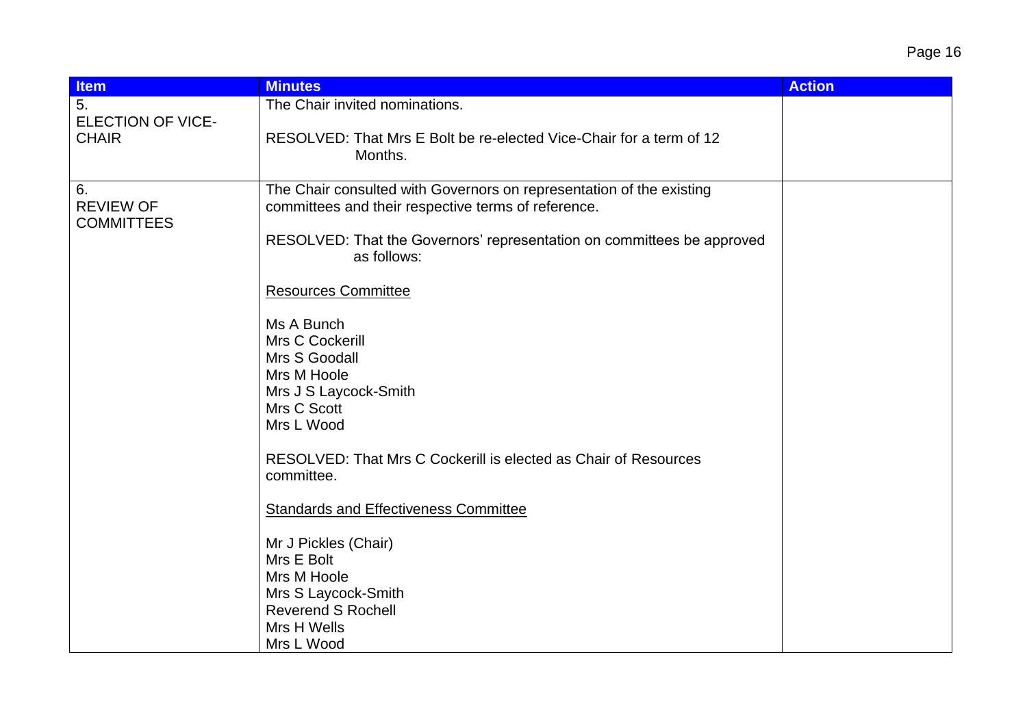| Item | Minutes | Action |
|---|---|---|
| 5. ELECTION OF VICE-CHAIR | The Chair invited nominations.<br><br>RESOLVED: That Mrs E Bolt be re-elected Vice-Chair for a term of 12 Months. | |
| 6. REVIEW OF COMMITTEES | The Chair consulted with Governors on representation of the existing committees and their respective terms of reference.<br><br>RESOLVED: That the Governors' representation on committees be approved as follows:<br><br><u>Resources Committee</u><br><br>Ms A Bunch<br>Mrs C Cockerill<br>Mrs S Goodall<br>Mrs M Hoole<br>Mrs J S Laycock-Smith<br>Mrs C Scott<br>Mrs L Wood<br><br>RESOLVED: That Mrs C Cockerill is elected as Chair of Resources committee.<br><br><u>Standards and Effectiveness Committee</u><br><br>Mr J Pickles (Chair)<br>Mrs E Bolt<br>Mrs M Hoole<br>Mrs S Laycock-Smith<br>Reverend S Rochell<br>Mrs H Wells<br>Mrs L Wood | |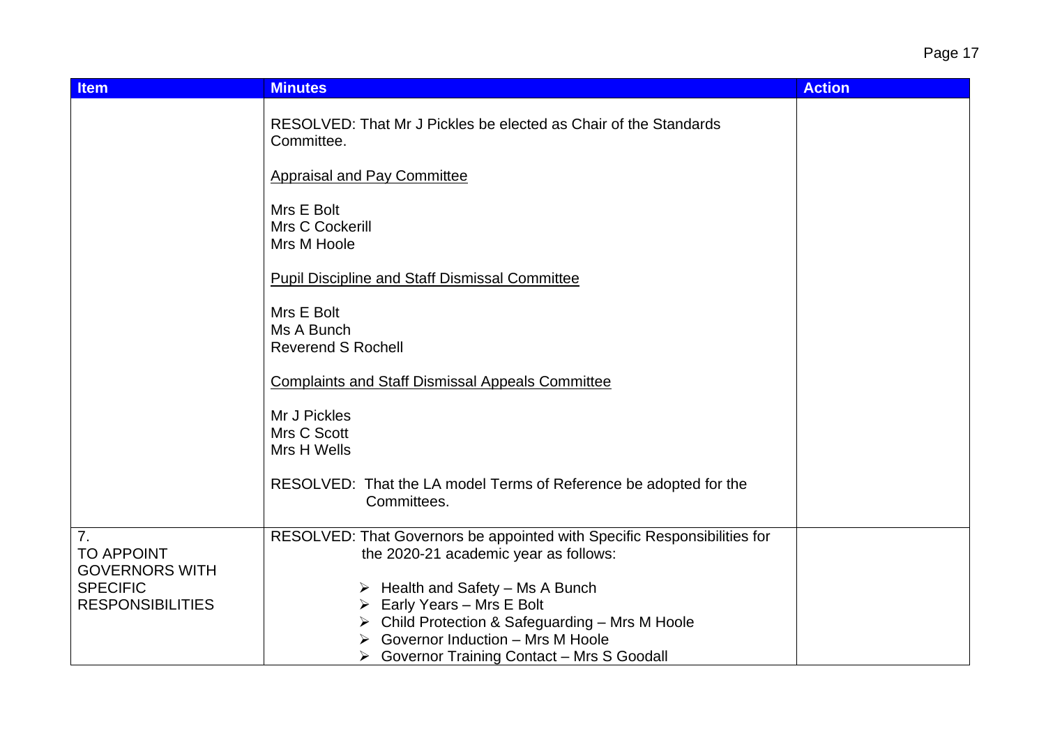| Item | Minutes | Action |
| --- | --- | --- |
| | RESOLVED: That Mr J Pickles be elected as Chair of the Standards Committee.<br><br>Appraisal and Pay Committee<br><br>Mrs E Bolt<br>Mrs C Cockerill<br>Mrs M Hoole<br><br>Pupil Discipline and Staff Dismissal Committee<br><br>Mrs E Bolt<br>Ms A Bunch<br>Reverend S Rochell<br><br>Complaints and Staff Dismissal Appeals Committee<br><br>Mr J Pickles<br>Mrs C Scott<br>Mrs H Wells<br><br>RESOLVED: That the LA model Terms of Reference be adopted for the Committees. | |
| 7. TO APPOINT GOVERNORS WITH SPECIFIC RESPONSIBILITIES | RESOLVED: That Governors be appointed with Specific Responsibilities for the 2020-21 academic year as follows:<br><br>➢ Health and Safety – Ms A Bunch<br>➢ Early Years – Mrs E Bolt<br>➢ Child Protection & Safeguarding – Mrs M Hoole<br>➢ Governor Induction – Mrs M Hoole<br>➢ Governor Training Contact – Mrs S Goodall | |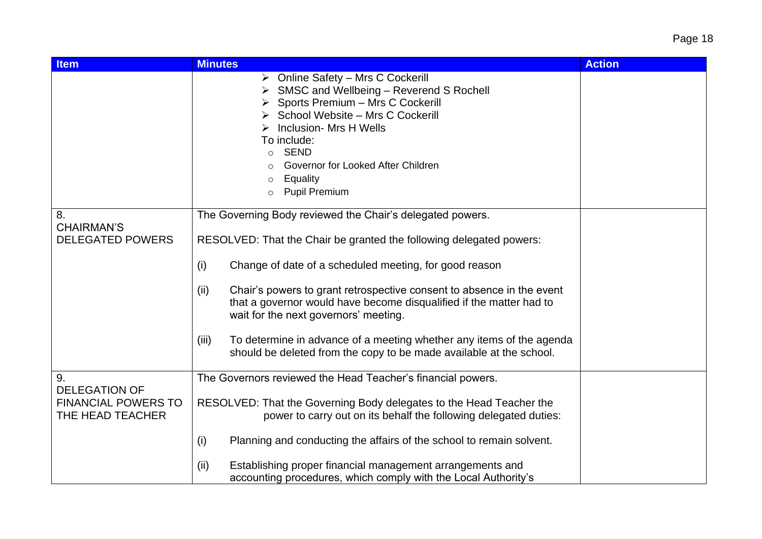| Item | Minutes | Action |
|---|---|---|
| | ➢ Online Safety – Mrs C Cockerill<br>➢ SMSC and Wellbeing – Reverend S Rochell<br>➢ Sports Premium – Mrs C Cockerill<br>➢ School Website – Mrs C Cockerill<br>➢ Inclusion- Mrs H Wells<br>To include:<br>○ SEND<br>○ Governor for Looked After Children<br>○ Equality<br>○ Pupil Premium | |
| 8.<br>CHAIRMAN'S DELEGATED POWERS | The Governing Body reviewed the Chair's delegated powers.<br><br>RESOLVED: That the Chair be granted the following delegated powers:<br><br>(i) Change of date of a scheduled meeting, for good reason<br><br>(ii) Chair's powers to grant retrospective consent to absence in the event that a governor would have become disqualified if the matter had to wait for the next governors' meeting.<br><br>(iii) To determine in advance of a meeting whether any items of the agenda should be deleted from the copy to be made available at the school. | |
| 9.<br>DELEGATION OF FINANCIAL POWERS TO THE HEAD TEACHER | The Governors reviewed the Head Teacher's financial powers.<br><br>RESOLVED: That the Governing Body delegates to the Head Teacher the power to carry out on its behalf the following delegated duties:<br><br>(i) Planning and conducting the affairs of the school to remain solvent.<br><br>(ii) Establishing proper financial management arrangements and accounting procedures, which comply with the Local Authority's | |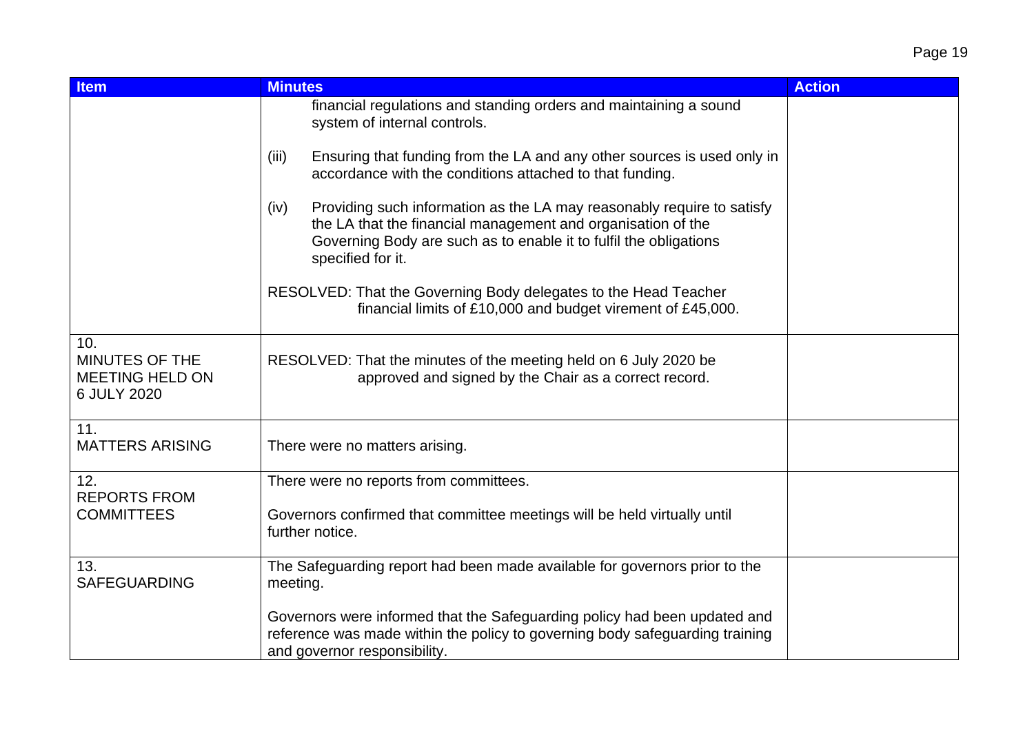| Item | Minutes | Action |
|---|---|---|
| | financial regulations and standing orders and maintaining a sound system of internal controls.<br><br>(iii) Ensuring that funding from the LA and any other sources is used only in accordance with the conditions attached to that funding.<br><br>(iv) Providing such information as the LA may reasonably require to satisfy the LA that the financial management and organisation of the Governing Body are such as to enable it to fulfil the obligations specified for it.<br><br>RESOLVED: That the Governing Body delegates to the Head Teacher financial limits of £10,000 and budget virement of £45,000. | |
| 10.<br>MINUTES OF THE MEETING HELD ON 6 JULY 2020 | RESOLVED: That the minutes of the meeting held on 6 July 2020 be approved and signed by the Chair as a correct record. | |
| 11.<br>MATTERS ARISING | There were no matters arising. | |
| 12.<br>REPORTS FROM COMMITTEES | There were no reports from committees.<br><br>Governors confirmed that committee meetings will be held virtually until further notice. | |
| 13.<br>SAFEGUARDING | The Safeguarding report had been made available for governors prior to the meeting.<br><br>Governors were informed that the Safeguarding policy had been updated and reference was made within the policy to governing body safeguarding training and governor responsibility. | |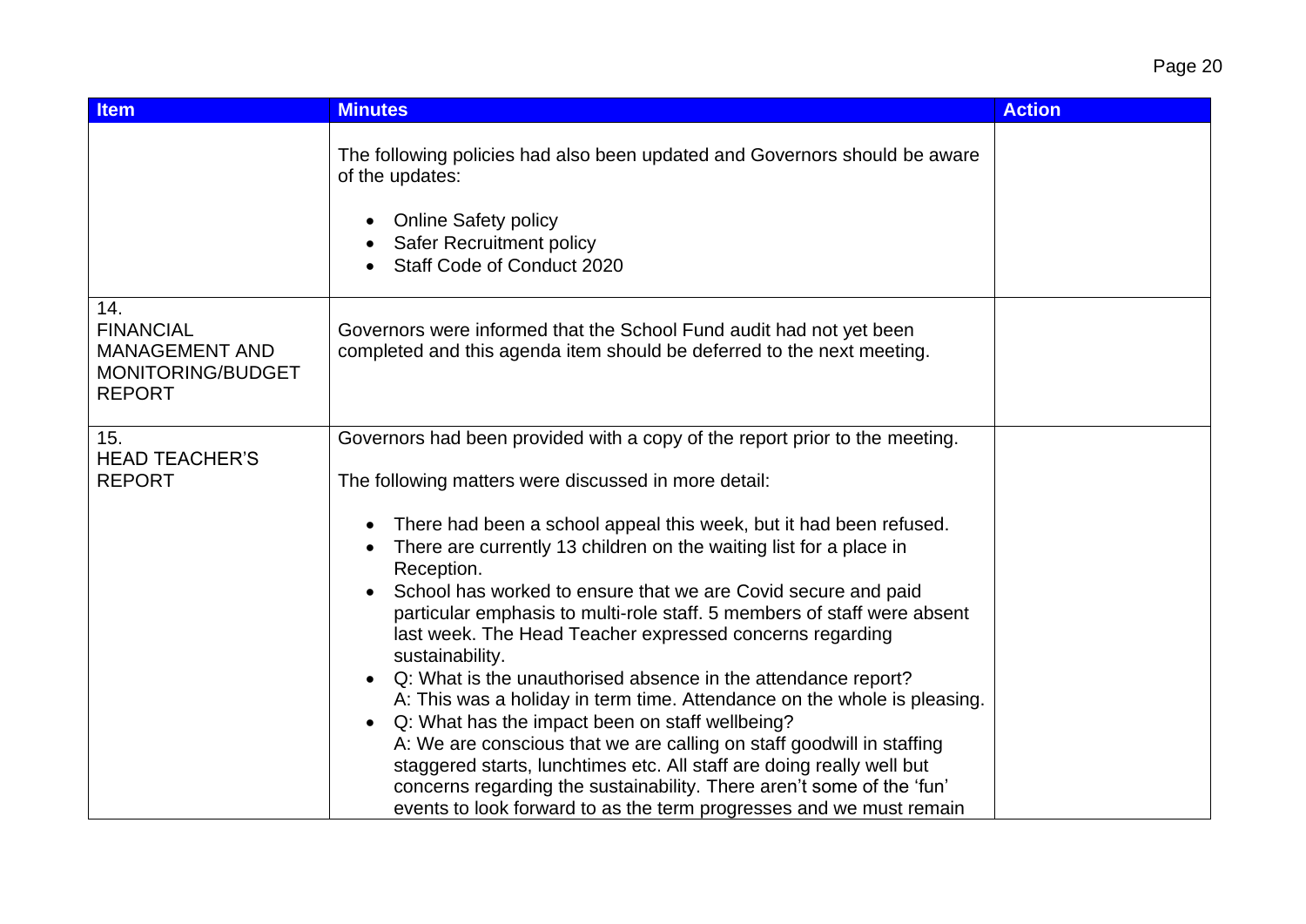| Item | Minutes | Action |
|---|---|---|
| | The following policies had also been updated and Governors should be aware of the updates:<br><br>• Online Safety policy<br>• Safer Recruitment policy<br>• Staff Code of Conduct 2020 | |
| 14.<br>FINANCIAL MANAGEMENT AND MONITORING/BUDGET REPORT | Governors were informed that the School Fund audit had not yet been completed and this agenda item should be deferred to the next meeting. | |
| 15.<br>HEAD TEACHER'S REPORT | Governors had been provided with a copy of the report prior to the meeting.<br><br>The following matters were discussed in more detail:<br><br>• There had been a school appeal this week, but it had been refused.<br>• There are currently 13 children on the waiting list for a place in Reception.<br>• School has worked to ensure that we are Covid secure and paid particular emphasis to multi-role staff. 5 members of staff were absent last week. The Head Teacher expressed concerns regarding sustainability.<br>• Q: What is the unauthorised absence in the attendance report?<br>A: This was a holiday in term time. Attendance on the whole is pleasing.<br>• Q: What has the impact been on staff wellbeing?<br>A: We are conscious that we are calling on staff goodwill in staffing staggered starts, lunchtimes etc. All staff are doing really well but concerns regarding the sustainability. There aren't some of the 'fun' events to look forward to as the term progresses and we must remain | |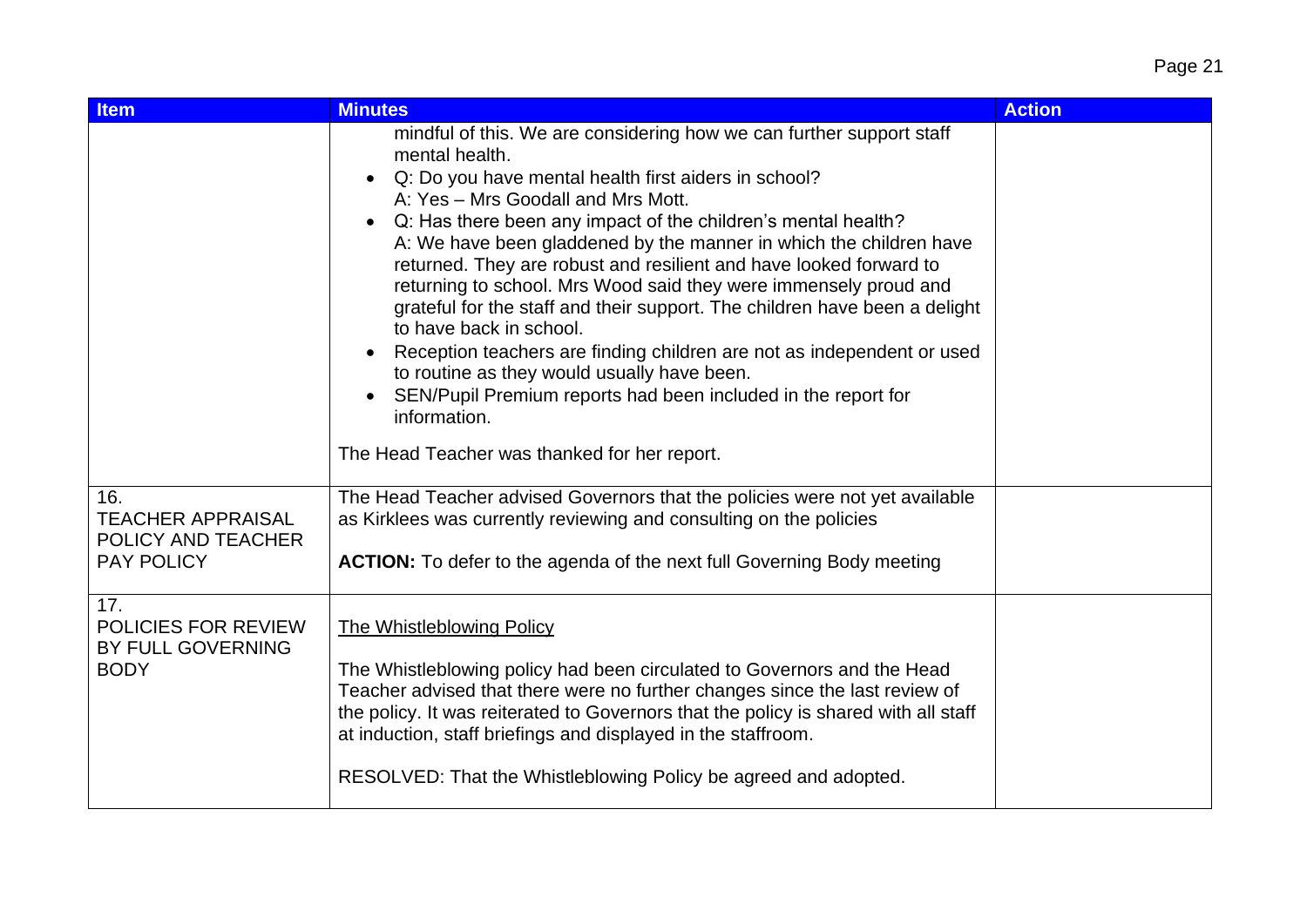| Item | Minutes | Action |
|---|---|---|
| | mindful of this. We are considering how we can further support staff mental health.<br>• Q: Do you have mental health first aiders in school?<br>A: Yes – Mrs Goodall and Mrs Mott.<br>• Q: Has there been any impact of the children's mental health?<br>A: We have been gladdened by the manner in which the children have returned. They are robust and resilient and have looked forward to returning to school. Mrs Wood said they were immensely proud and grateful for the staff and their support. The children have been a delight to have back in school.<br>• Reception teachers are finding children are not as independent or used to routine as they would usually have been.<br>• SEN/Pupil Premium reports had been included in the report for information.<br><br>The Head Teacher was thanked for her report. | |
| 16.<br>TEACHER APPRAISAL POLICY AND TEACHER PAY POLICY | The Head Teacher advised Governors that the policies were not yet available as Kirklees was currently reviewing and consulting on the policies<br><br>**ACTION:** To defer to the agenda of the next full Governing Body meeting | |
| 17.<br>POLICIES FOR REVIEW BY FULL GOVERNING BODY | <u>The Whistleblowing Policy</u><br><br>The Whistleblowing policy had been circulated to Governors and the Head Teacher advised that there were no further changes since the last review of the policy. It was reiterated to Governors that the policy is shared with all staff at induction, staff briefings and displayed in the staffroom.<br><br>RESOLVED: That the Whistleblowing Policy be agreed and adopted. | |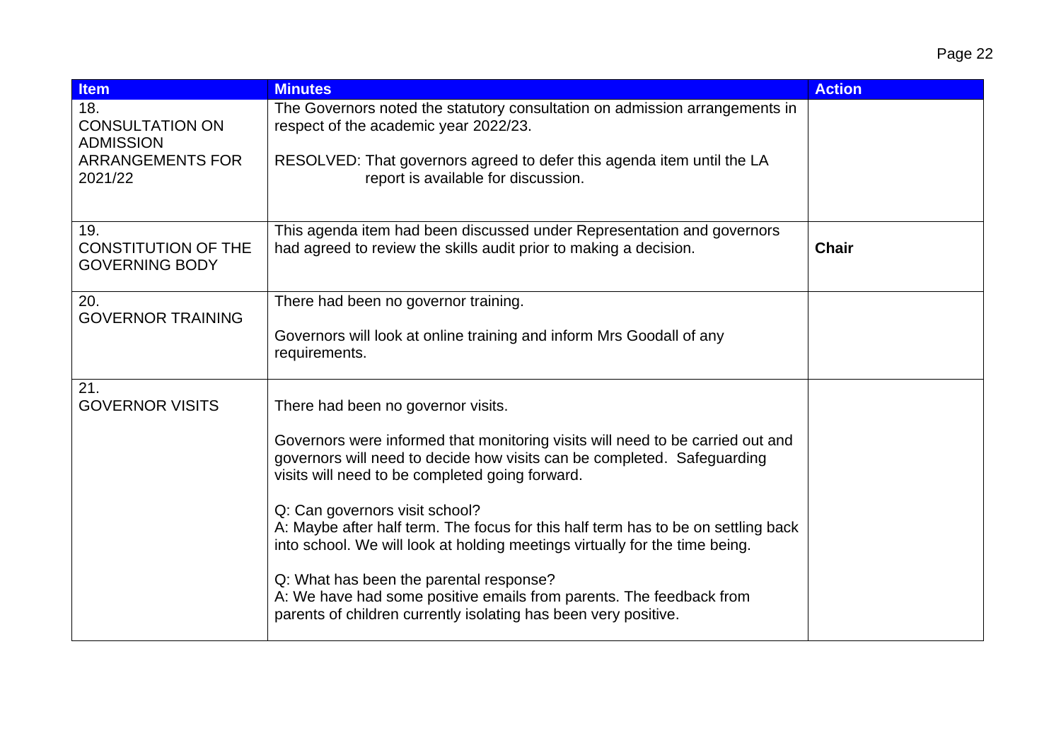| Item | Minutes | Action |
| --- | --- | --- |
| 18. CONSULTATION ON ADMISSION ARRANGEMENTS FOR 2021/22 | The Governors noted the statutory consultation on admission arrangements in respect of the academic year 2022/23.<br><br>RESOLVED: That governors agreed to defer this agenda item until the LA report is available for discussion. | |
| 19. CONSTITUTION OF THE GOVERNING BODY | This agenda item had been discussed under Representation and governors had agreed to review the skills audit prior to making a decision. | **Chair** |
| 20. GOVERNOR TRAINING | There had been no governor training.<br><br>Governors will look at online training and inform Mrs Goodall of any requirements. | |
| 21. GOVERNOR VISITS | There had been no governor visits.<br><br>Governors were informed that monitoring visits will need to be carried out and governors will need to decide how visits can be completed. Safeguarding visits will need to be completed going forward.<br><br>Q: Can governors visit school?<br>A: Maybe after half term. The focus for this half term has to be on settling back into school. We will look at holding meetings virtually for the time being.<br><br>Q: What has been the parental response?<br>A: We have had some positive emails from parents. The feedback from parents of children currently isolating has been very positive. | |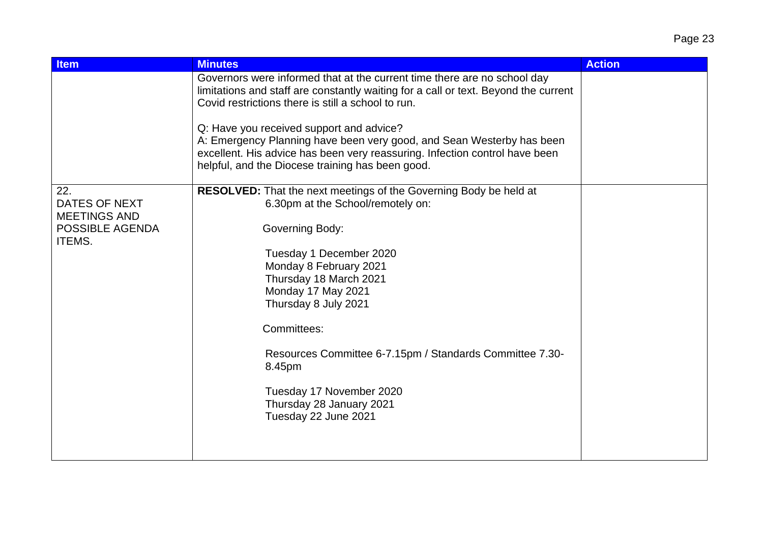| Item | Minutes | Action |
| --- | --- | --- |
| | Governors were informed that at the current time there are no school day limitations and staff are constantly waiting for a call or text. Beyond the current Covid restrictions there is still a school to run.<br><br>Q: Have you received support and advice?<br>A: Emergency Planning have been very good, and Sean Westerby has been excellent. His advice has been very reassuring. Infection control have been helpful, and the Diocese training has been good. | |
| 22.<br>DATES OF NEXT MEETINGS AND POSSIBLE AGENDA ITEMS. | **RESOLVED:** That the next meetings of the Governing Body be held at 6.30pm at the School/remotely on:<br><br>Governing Body:<br><br>Tuesday 1 December 2020<br>Monday 8 February 2021<br>Thursday 18 March 2021<br>Monday 17 May 2021<br>Thursday 8 July 2021<br><br>Committees:<br><br>Resources Committee 6-7.15pm / Standards Committee 7.30-8.45pm<br><br>Tuesday 17 November 2020<br>Thursday 28 January 2021<br>Tuesday 22 June 2021 | |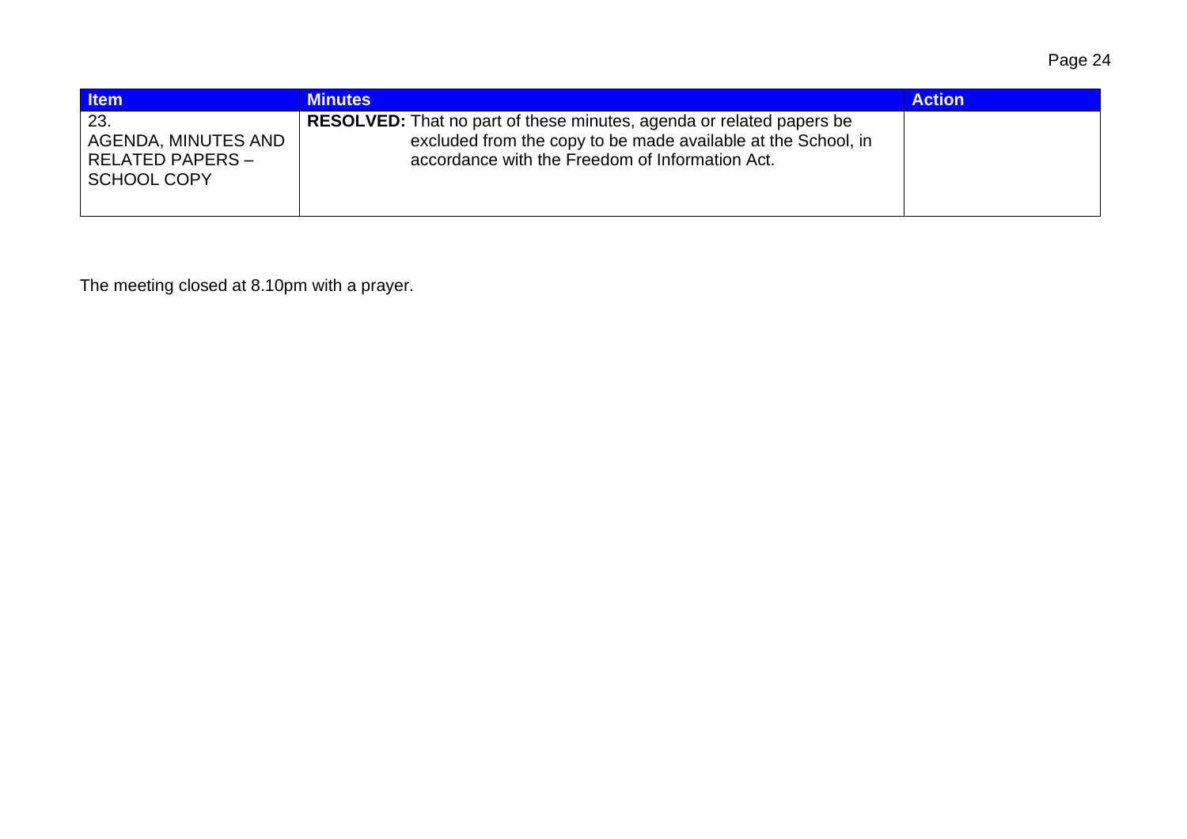| Item | Minutes | Action |
|---|---|---|
| 23. AGENDA, MINUTES AND RELATED PAPERS – SCHOOL COPY | **RESOLVED:** That no part of these minutes, agenda or related papers be excluded from the copy to be made available at the School, in accordance with the Freedom of Information Act. | |

The meeting closed at 8.10pm with a prayer.